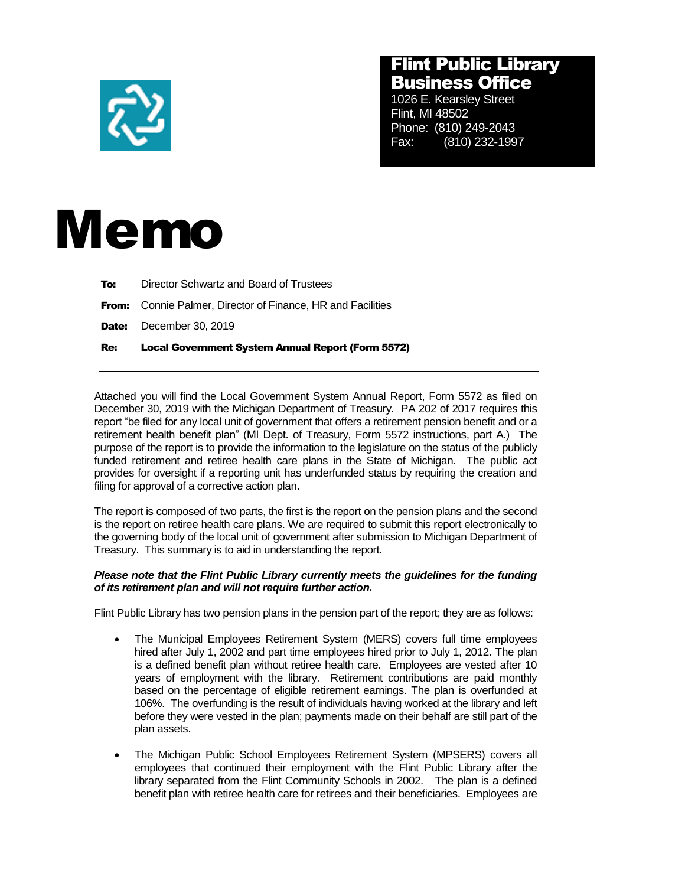**Flint Public Library Business Office**

1026 E. Kearsley Street
Flint, MI 48502
Phone: (810) 249-2043
Fax: (810) 232-1997

# Memo

**To:** Director Schwartz and Board of Trustees

**From:** Connie Palmer, Director of Finance, HR and Facilities

**Date:** December 30, 2019

**Re:** **Local Government System Annual Report (Form 5572)**

---

Attached you will find the Local Government System Annual Report, Form 5572 as filed on December 30, 2019 with the Michigan Department of Treasury. PA 202 of 2017 requires this report "be filed for any local unit of government that offers a retirement pension benefit and or a retirement health benefit plan" (MI Dept. of Treasury, Form 5572 instructions, part A.) The purpose of the report is to provide the information to the legislature on the status of the publicly funded retirement and retiree health care plans in the State of Michigan. The public act provides for oversight if a reporting unit has underfunded status by requiring the creation and filing for approval of a corrective action plan.

The report is composed of two parts, the first is the report on the pension plans and the second is the report on retiree health care plans. We are required to submit this report electronically to the governing body of the local unit of government after submission to Michigan Department of Treasury. This summary is to aid in understanding the report.

***Please note that the Flint Public Library currently meets the guidelines for the funding of its retirement plan and will not require further action.***

Flint Public Library has two pension plans in the pension part of the report; they are as follows:

- The Municipal Employees Retirement System (MERS) covers full time employees hired after July 1, 2002 and part time employees hired prior to July 1, 2012. The plan is a defined benefit plan without retiree health care. Employees are vested after 10 years of employment with the library. Retirement contributions are paid monthly based on the percentage of eligible retirement earnings. The plan is overfunded at 106%. The overfunding is the result of individuals having worked at the library and left before they were vested in the plan; payments made on their behalf are still part of the plan assets.

- The Michigan Public School Employees Retirement System (MPSERS) covers all employees that continued their employment with the Flint Public Library after the library separated from the Flint Community Schools in 2002. The plan is a defined benefit plan with retiree health care for retirees and their beneficiaries. Employees are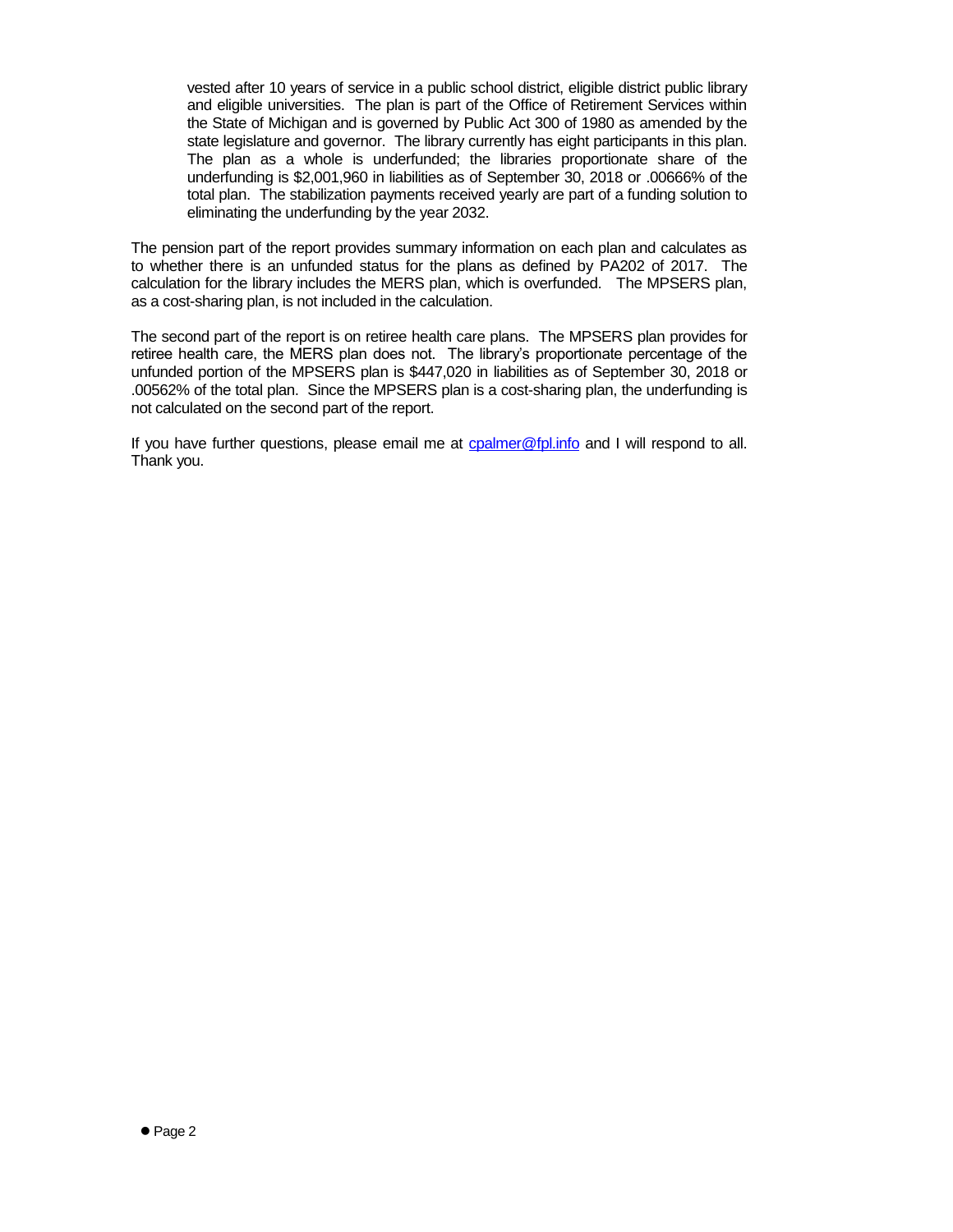vested after 10 years of service in a public school district, eligible district public library and eligible universities. The plan is part of the Office of Retirement Services within the State of Michigan and is governed by Public Act 300 of 1980 as amended by the state legislature and governor. The library currently has eight participants in this plan. The plan as a whole is underfunded; the libraries proportionate share of the underfunding is $2,001,960 in liabilities as of September 30, 2018 or .00666% of the total plan. The stabilization payments received yearly are part of a funding solution to eliminating the underfunding by the year 2032.

The pension part of the report provides summary information on each plan and calculates as to whether there is an unfunded status for the plans as defined by PA202 of 2017. The calculation for the library includes the MERS plan, which is overfunded. The MPSERS plan, as a cost-sharing plan, is not included in the calculation.

The second part of the report is on retiree health care plans. The MPSERS plan provides for retiree health care, the MERS plan does not. The library's proportionate percentage of the unfunded portion of the MPSERS plan is $447,020 in liabilities as of September 30, 2018 or .00562% of the total plan. Since the MPSERS plan is a cost-sharing plan, the underfunding is not calculated on the second part of the report.

If you have further questions, please email me at cpalmer@fpl.info and I will respond to all. Thank you.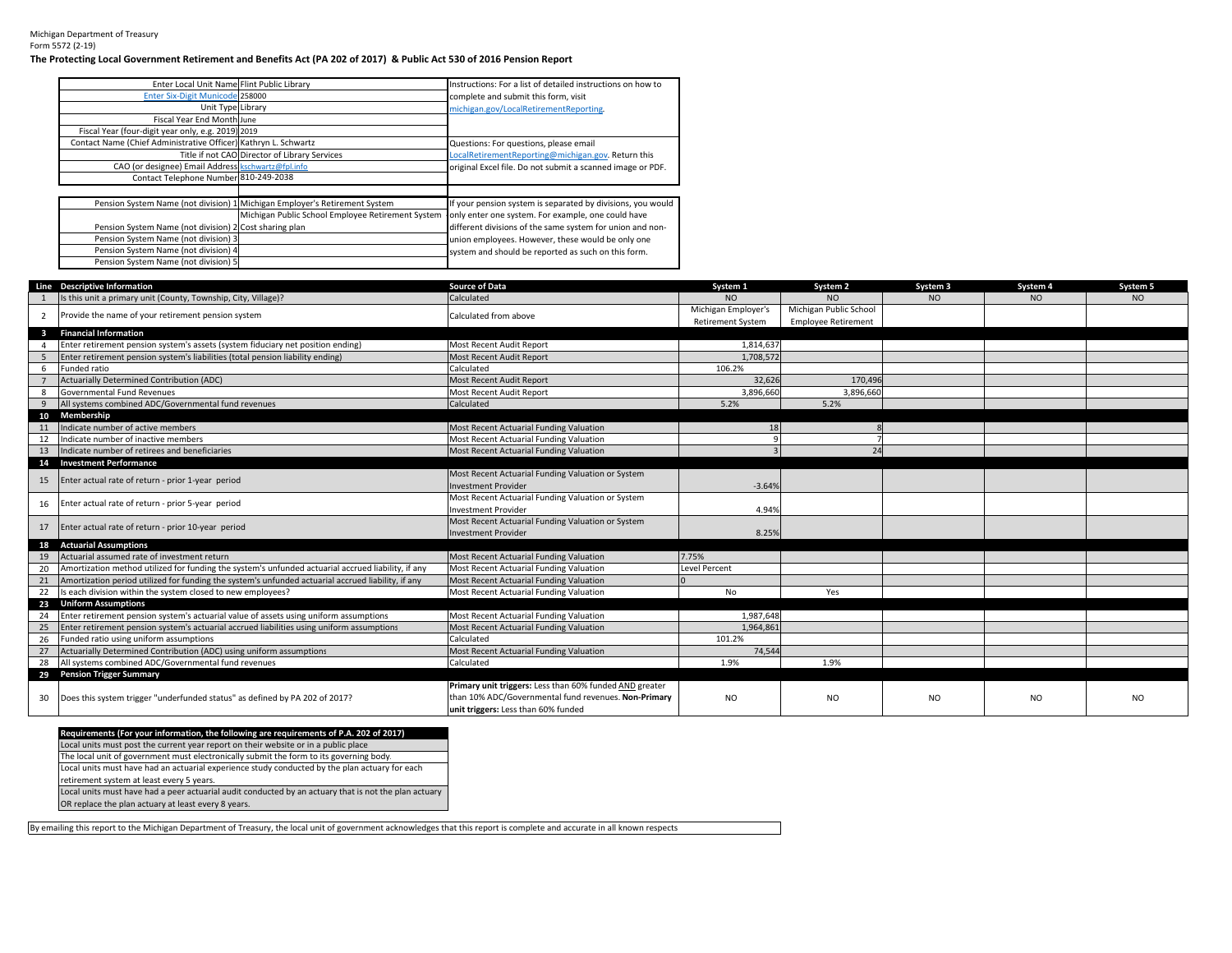Michigan Department of Treasury
Form 5572 (2-19)

**The Protecting Local Government Retirement and Benefits Act (PA 202 of 2017) & Public Act 530 of 2016 Pension Report**

| | |
|---|---|
| Enter Local Unit Name | Flint Public Library |
| Enter Six-Digit Municode | 258000 |
| Unit Type | Library |
| Fiscal Year End Month | June |
| Fiscal Year (four-digit year only, e.g. 2019) | 2019 |
| Contact Name (Chief Administrative Officer) | Kathryn L. Schwartz |
| Title if not CAO | Director of Library Services |
| CAO (or designee) Email Address | kschwartz@fpl.info |
| Contact Telephone Number | 810-249-2038 |

Instructions: For a list of detailed instructions on how to complete and submit this form, visit michigan.gov/LocalRetirementReporting.

Questions: For questions, please email LocalRetirementReporting@michigan.gov. Return this original Excel file. Do not submit a scanned image or PDF.

| | |
|---|---|
| Pension System Name (not division) 1 | Michigan Employer's Retirement System |
| Pension System Name (not division) 2 | Michigan Public School Employee Retirement System Cost sharing plan |
| Pension System Name (not division) 3 | |
| Pension System Name (not division) 4 | |
| Pension System Name (not division) 5 | |

If your pension system is separated by divisions, you would only enter one system. For example, one could have different divisions of the same system for union and non-union employees. However, these would be only one system and should be reported as such on this form.

| Line | Descriptive Information | Source of Data | System 1 | System 2 | System 3 | System 4 | System 5 |
|---|---|---|---|---|---|---|---|
| 1 | Is this unit a primary unit (County, Township, City, Village)? | Calculated | NO | NO | NO | NO | NO |
| 2 | Provide the name of your retirement pension system | Calculated from above | Michigan Employer's Retirement System | Michigan Public School Employee Retirement | | | |
| 3 | **Financial Information** | | | | | | |
| 4 | Enter retirement pension system's assets (system fiduciary net position ending) | Most Recent Audit Report | 1,814,637 | | | | |
| 5 | Enter retirement pension system's liabilities (total pension liability ending) | Most Recent Audit Report | 1,708,572 | | | | |
| 6 | Funded ratio | Calculated | 106.2% | | | | |
| 7 | Actuarially Determined Contribution (ADC) | Most Recent Audit Report | 32,626 | 170,496 | | | |
| 8 | Governmental Fund Revenues | Most Recent Audit Report | 3,896,660 | 3,896,660 | | | |
| 9 | All systems combined ADC/Governmental fund revenues | Calculated | 5.2% | 5.2% | | | |
| 10 | **Membership** | | | | | | |
| 11 | Indicate number of active members | Most Recent Actuarial Funding Valuation | 18 | 8 | | | |
| 12 | Indicate number of inactive members | Most Recent Actuarial Funding Valuation | 9 | 7 | | | |
| 13 | Indicate number of retirees and beneficiaries | Most Recent Actuarial Funding Valuation | 3 | 24 | | | |
| 14 | **Investment Performance** | | | | | | |
| 15 | Enter actual rate of return - prior 1-year period | Most Recent Actuarial Funding Valuation or System Investment Provider | -3.64% | | | | |
| 16 | Enter actual rate of return - prior 5-year period | Most Recent Actuarial Funding Valuation or System Investment Provider | 4.94% | | | | |
| 17 | Enter actual rate of return - prior 10-year period | Most Recent Actuarial Funding Valuation or System Investment Provider | 8.25% | | | | |
| 18 | **Actuarial Assumptions** | | | | | | |
| 19 | Actuarial assumed rate of investment return | Most Recent Actuarial Funding Valuation | 7.75% | | | | |
| 20 | Amortization method utilized for funding the system's unfunded actuarial accrued liability, if any | Most Recent Actuarial Funding Valuation | Level Percent | | | | |
| 21 | Amortization period utilized for funding the system's unfunded actuarial accrued liability, if any | Most Recent Actuarial Funding Valuation | 0 | | | | |
| 22 | Is each division within the system closed to new employees? | Most Recent Actuarial Funding Valuation | No | Yes | | | |
| 23 | **Uniform Assumptions** | | | | | | |
| 24 | Enter retirement pension system's actuarial value of assets using uniform assumptions | Most Recent Actuarial Funding Valuation | 1,987,648 | | | | |
| 25 | Enter retirement pension system's actuarial accrued liabilities using uniform assumptions | Most Recent Actuarial Funding Valuation | 1,964,861 | | | | |
| 26 | Funded ratio using uniform assumptions | Calculated | 101.2% | | | | |
| 27 | Actuarially Determined Contribution (ADC) using uniform assumptions | Most Recent Actuarial Funding Valuation | 74,544 | | | | |
| 28 | All systems combined ADC/Governmental fund revenues | Calculated | 1.9% | 1.9% | | | |
| 29 | **Pension Trigger Summary** | | | | | | |
| 30 | Does this system trigger "underfunded status" as defined by PA 202 of 2017? | **Primary unit triggers:** Less than 60% funded AND greater than 10% ADC/Governmental fund revenues. **Non-Primary unit triggers:** Less than 60% funded | NO | NO | NO | NO | NO |

| **Requirements (For your information, the following are requirements of P.A. 202 of 2017)** |
|---|
| Local units must post the current year report on their website or in a public place |
| The local unit of government must electronically submit the form to its governing body. |
| Local units must have had an actuarial experience study conducted by the plan actuary for each retirement system at least every 5 years. |
| Local units must have had a peer actuarial audit conducted by an actuary that is not the plan actuary OR replace the plan actuary at least every 8 years. |

By emailing this report to the Michigan Department of Treasury, the local unit of government acknowledges that this report is complete and accurate in all known respects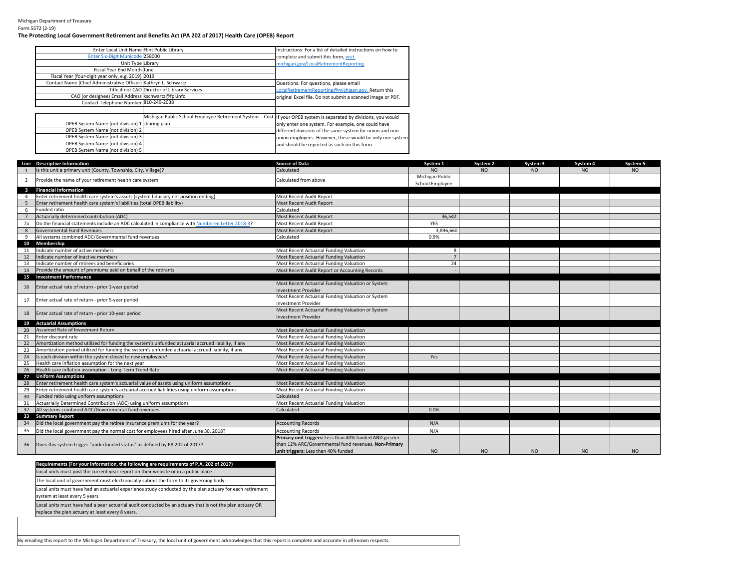Michigan Department of Treasury
Form 5572 (2-19)

**The Protecting Local Government Retirement and Benefits Act (PA 202 of 2017) Health Care (OPEB) Report**

| | | |
|---|---|---|
| Enter Local Unit Name | Flint Public Library | Instructions: For a list of detailed instructions on how to complete and submit this form, visit michigan.gov/LocalRetirementReporting. |
| Enter Six-Digit Municode | 258000 | |
| Unit Type | Library | |
| Fiscal Year End Month | June | |
| Fiscal Year (four-digit year only, e.g. 2019) | 2019 | |
| Contact Name (Chief Administrative Officer) | Kathryn L. Schwartz | Questions: For questions, please email LocalRetirementReporting@michigan.gov. Return this original Excel file. Do not submit a scanned image or PDF. |
| Title if not CAO | Director of Library Services | |
| CAO (or designee) Email Address | kschwartz@fpl.info | |
| Contact Telephone Number | 810-249-2038 | |

| | | |
|---|---|---|
| OPEB System Name (not division) 1 | Michigan Public School Employee Retirement System - Cost sharing plan | If your OPEB system is separated by divisions, you would only enter one system. For example, one could have different divisions of the same system for union and non-union employees. However, these would be only one system and should be reported as such on this form. |
| OPEB System Name (not division) 2 | | |
| OPEB System Name (not division) 3 | | |
| OPEB System Name (not division) 4 | | |
| OPEB System Name (not division) 5 | | |

| Line | Descriptive Information | Source of Data | System 1 | System 2 | System 3 | System 4 | System 5 |
|---|---|---|---|---|---|---|---|
| 1 | Is this unit a primary unit (County, Township, City, Village)? | Calculated | NO | NO | NO | NO | NO |
| 2 | Provide the name of your retirement health care system | Calculated from above | Michigan Public School Employee | | | | |
| 3 | **Financial Information** | | | | | | |
| 4 | Enter retirement health care system's assets (system fiduciary net position ending) | Most Recent Audit Report | | | | | |
| 5 | Enter retirement health care system's liabilities (total OPEB liability) | Most Recent Audit Report | | | | | |
| 6 | Funded ratio | Calculated | | | | | |
| 7 | Actuarially determined contribution (ADC) | Most Recent Audit Report | 36,542 | | | | |
| 7a | Do the financial statements include an ADC calculated in compliance with Numbered Letter 2018-3? | Most Recent Audit Report | YES | | | | |
| 8 | Governmental Fund Revenues | Most Recent Audit Report | 3,896,660 | | | | |
| 9 | All systems combined ADC/Governmental fund revenues | Calculated | 0.9% | | | | |
| 10 | **Membership** | | | | | | |
| 11 | Indicate number of active members | Most Recent Actuarial Funding Valuation | 8 | | | | |
| 12 | Indicate number of inactive members | Most Recent Actuarial Funding Valuation | 7 | | | | |
| 13 | Indicate number of retirees and beneficiaries | Most Recent Actuarial Funding Valuation | 24 | | | | |
| 14 | Provide the amount of premiums paid on behalf of the retirants | Most Recent Audit Report or Accounting Records | - | | | | |
| 15 | **Investment Performance** | | | | | | |
| 16 | Enter actual rate of return - prior 1-year period | Most Recent Actuarial Funding Valuation or System Investment Provider | | | | | |
| 17 | Enter actual rate of return - prior 5-year period | Most Recent Actuarial Funding Valuation or System Investment Provider | | | | | |
| 18 | Enter actual rate of return - prior 10-year period | Most Recent Actuarial Funding Valuation or System Investment Provider | | | | | |
| 19 | **Actuarial Assumptions** | | | | | | |
| 20 | Assumed Rate of Investment Return | Most Recent Actuarial Funding Valuation | | | | | |
| 21 | Enter discount rate | Most Recent Actuarial Funding Valuation | | | | | |
| 22 | Amortization method utilized for funding the system's unfunded actuarial accrued liability, if any | Most Recent Actuarial Funding Valuation | | | | | |
| 23 | Amortization period utilized for funding the system's unfunded actuarial accrued liability, if any | Most Recent Actuarial Funding Valuation | | | | | |
| 24 | Is each division within the system closed to new employees? | Most Recent Actuarial Funding Valuation | Yes | | | | |
| 25 | Health care inflation assumption for the next year | Most Recent Actuarial Funding Valuation | | | | | |
| 26 | Health care inflation assumption - Long-Term Trend Rate | Most Recent Actuarial Funding Valuation | | | | | |
| 27 | **Uniform Assumptions** | | | | | | |
| 28 | Enter retirement health care system's actuarial value of assets using uniform assumptions | Most Recent Actuarial Funding Valuation | | | | | |
| 29 | Enter retirement health care system's actuarial accrued liabilities using uniform assumptions | Most Recent Actuarial Funding Valuation | | | | | |
| 30 | Funded ratio using uniform assumptions | Calculated | | | | | |
| 31 | Actuarially Determined Contribution (ADC) using uniform assumptions | Most Recent Actuarial Funding Valuation | | | | | |
| 32 | All systems combined ADC/Governmental fund revenues | Calculated | 0.0% | | | | |
| 33 | **Summary Report** | | | | | | |
| 34 | Did the local government pay the retiree insurance premiums for the year? | Accounting Records | N/A | | | | |
| 35 | Did the local government pay the normal cost for employees hired after June 30, 2018? | Accounting Records | N/A | | | | |
| 36 | Does this system trigger "underfunded status" as defined by PA 202 of 2017? | **Primary unit triggers:** Less than 40% funded AND greater than 12% ARC/Governmental fund revenues. **Non-Primary unit triggers:** Less than 40% funded | NO | NO | NO | NO | NO |

| **Requirements (For your information, the following are requirements of P.A. 202 of 2017)** |
|---|
| Local units must post the current year report on their website or in a public place |
| The local unit of government must electronically submit the form to its governing body. |
| Local units must have had an actuarial experience study conducted by the plan actuary for each retirement system at least every 5 years |
| Local units must have had a peer actuarial audit conducted by an actuary that is not the plan actuary OR replace the plan actuary at least every 8 years. |

By emailing this report to the Michigan Department of Treasury, the local unit of government acknowledges that this report is complete and accurate in all known respects.